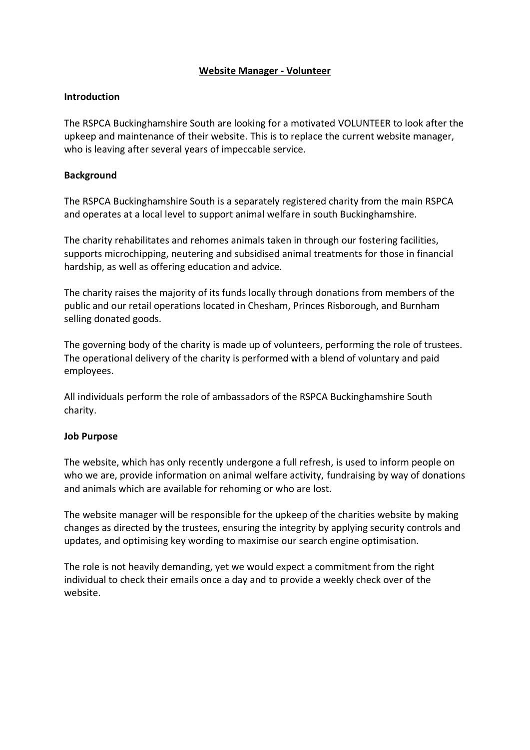# Website Manager - Volunteer

## Introduction

The RSPCA Buckinghamshire South are looking for a motivated VOLUNTEER to look after the upkeep and maintenance of their website. This is to replace the current website manager, who is leaving after several years of impeccable service.

## Background

The RSPCA Buckinghamshire South is a separately registered charity from the main RSPCA and operates at a local level to support animal welfare in south Buckinghamshire.

The charity rehabilitates and rehomes animals taken in through our fostering facilities, supports microchipping, neutering and subsidised animal treatments for those in financial hardship, as well as offering education and advice.

The charity raises the majority of its funds locally through donations from members of the public and our retail operations located in Chesham, Princes Risborough, and Burnham selling donated goods.

The governing body of the charity is made up of volunteers, performing the role of trustees. The operational delivery of the charity is performed with a blend of voluntary and paid employees.

All individuals perform the role of ambassadors of the RSPCA Buckinghamshire South charity.

## Job Purpose

The website, which has only recently undergone a full refresh, is used to inform people on who we are, provide information on animal welfare activity, fundraising by way of donations and animals which are available for rehoming or who are lost.

The website manager will be responsible for the upkeep of the charities website by making changes as directed by the trustees, ensuring the integrity by applying security controls and updates, and optimising key wording to maximise our search engine optimisation.

The role is not heavily demanding, yet we would expect a commitment from the right individual to check their emails once a day and to provide a weekly check over of the website.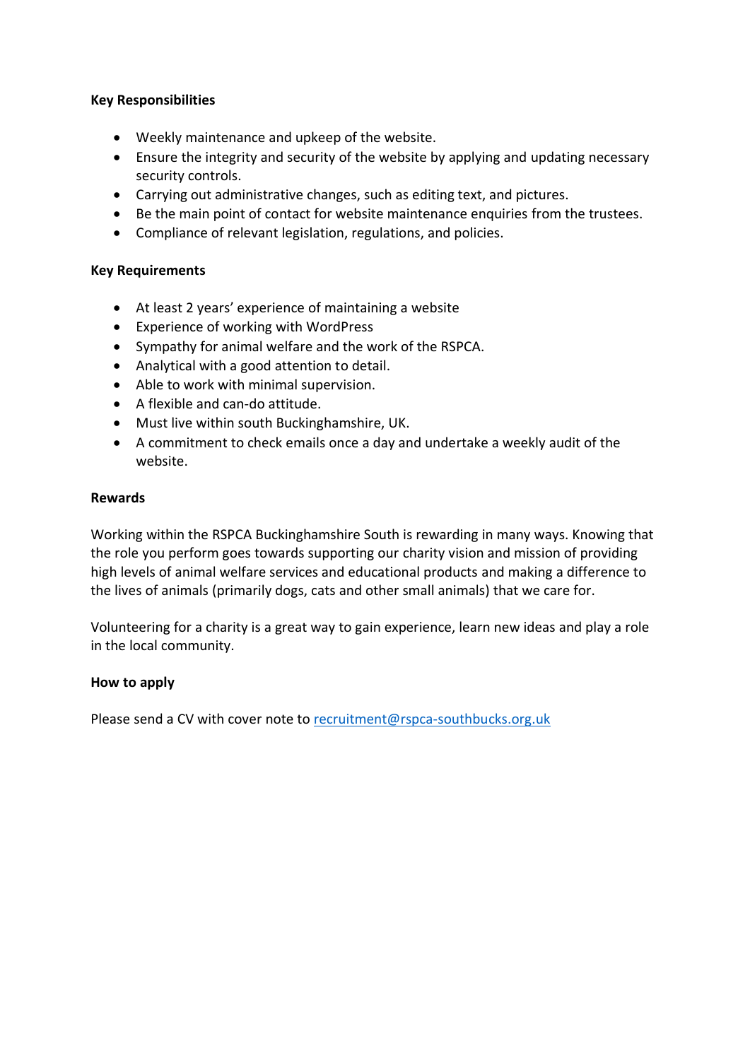**Key Responsibilities**

- Weekly maintenance and upkeep of the website.
- Ensure the integrity and security of the website by applying and updating necessary security controls.
- Carrying out administrative changes, such as editing text, and pictures.
- Be the main point of contact for website maintenance enquiries from the trustees.
- Compliance of relevant legislation, regulations, and policies.

**Key Requirements**

- At least 2 years' experience of maintaining a website
- Experience of working with WordPress
- Sympathy for animal welfare and the work of the RSPCA.
- Analytical with a good attention to detail.
- Able to work with minimal supervision.
- A flexible and can-do attitude.
- Must live within south Buckinghamshire, UK.
- A commitment to check emails once a day and undertake a weekly audit of the website.

**Rewards**

Working within the RSPCA Buckinghamshire South is rewarding in many ways. Knowing that the role you perform goes towards supporting our charity vision and mission of providing high levels of animal welfare services and educational products and making a difference to the lives of animals (primarily dogs, cats and other small animals) that we care for.

Volunteering for a charity is a great way to gain experience, learn new ideas and play a role in the local community.

**How to apply**

Please send a CV with cover note to recruitment@rspca-southbucks.org.uk